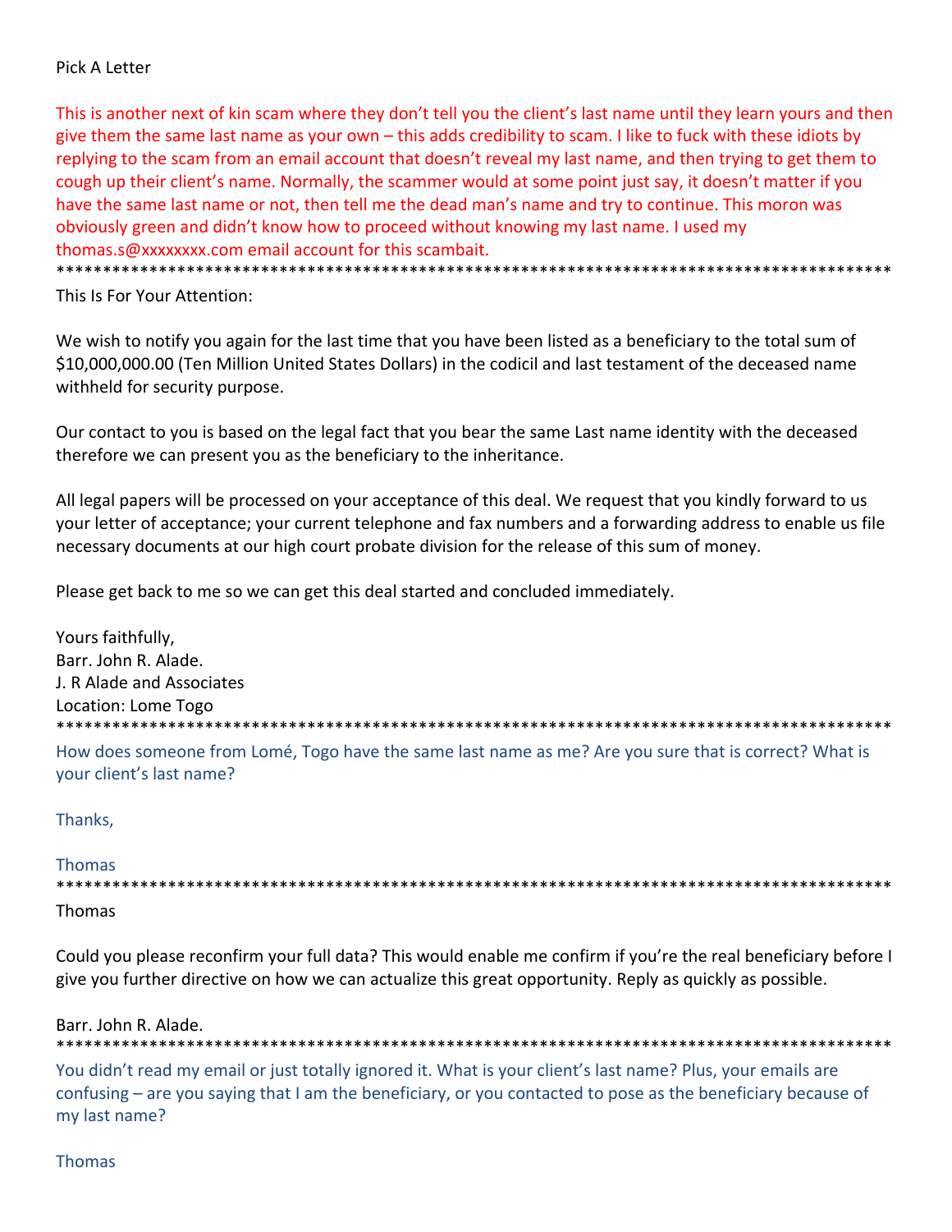Pick A Letter

This is another next of kin scam where they don't tell you the client's last name until they learn yours and then give them the same last name as your own – this adds credibility to scam. I like to fuck with these idiots by replying to the scam from an email account that doesn't reveal my last name, and then trying to get them to cough up their client's name. Normally, the scammer would at some point just say, it doesn't matter if you have the same last name or not, then tell me the dead man's name and try to continue. This moron was obviously green and didn't know how to proceed without knowing my last name. I used my thomas.s@xxxxxxxx.com email account for this scambait.

*****************************************************************************************

This Is For Your Attention:

We wish to notify you again for the last time that you have been listed as a beneficiary to the total sum of $10,000,000.00 (Ten Million United States Dollars) in the codicil and last testament of the deceased name withheld for security purpose.

Our contact to you is based on the legal fact that you bear the same Last name identity with the deceased therefore we can present you as the beneficiary to the inheritance.

All legal papers will be processed on your acceptance of this deal. We request that you kindly forward to us your letter of acceptance; your current telephone and fax numbers and a forwarding address to enable us file necessary documents at our high court probate division for the release of this sum of money.

Please get back to me so we can get this deal started and concluded immediately.

Yours faithfully,
Barr. John R. Alade.
J. R Alade and Associates
Location: Lome Togo

*****************************************************************************************

How does someone from Lomé, Togo have the same last name as me? Are you sure that is correct? What is your client's last name?

Thanks,

Thomas

*****************************************************************************************

Thomas

Could you please reconfirm your full data? This would enable me confirm if you're the real beneficiary before I give you further directive on how we can actualize this great opportunity. Reply as quickly as possible.

Barr. John R. Alade.

*****************************************************************************************

You didn't read my email or just totally ignored it. What is your client's last name? Plus, your emails are confusing – are you saying that I am the beneficiary, or you contacted to pose as the beneficiary because of my last name?

Thomas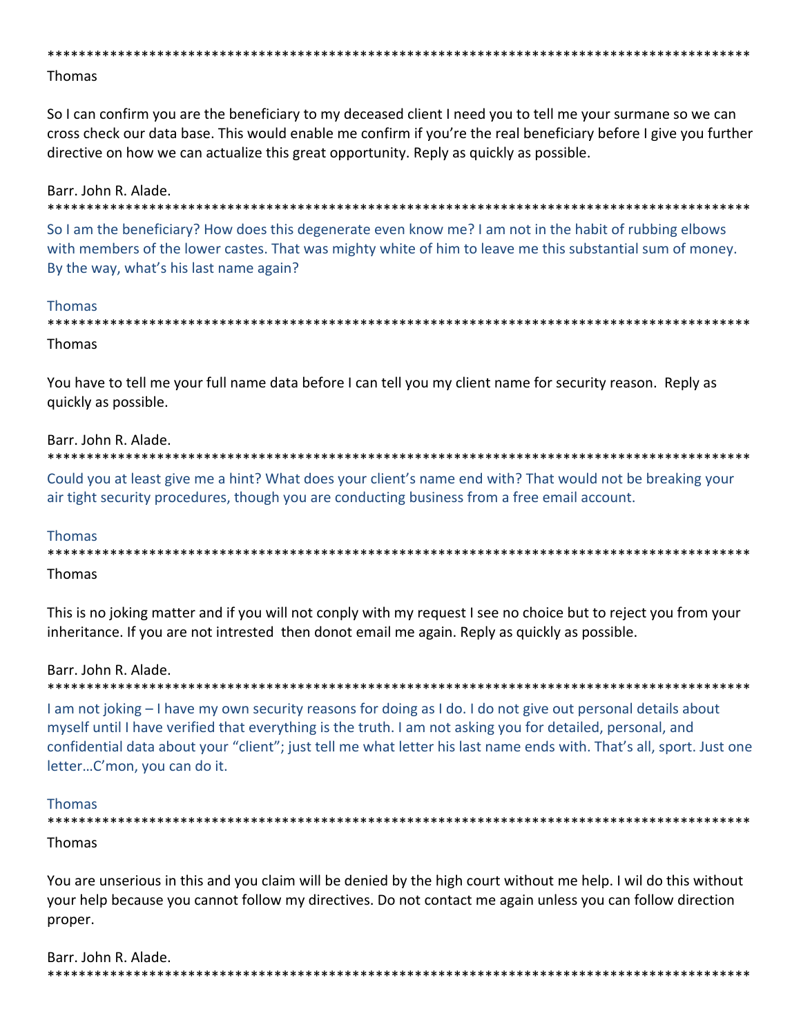*********************************************************************************************

Thomas

So I can confirm you are the beneficiary to my deceased client I need you to tell me your surname so we can cross check our data base. This would enable me confirm if you're the real beneficiary before I give you further directive on how we can actualize this great opportunity. Reply as quickly as possible.

Barr. John R. Alade.

*********************************************************************************************

So I am the beneficiary? How does this degenerate even know me? I am not in the habit of rubbing elbows with members of the lower castes. That was mighty white of him to leave me this substantial sum of money. By the way, what's his last name again?

Thomas

*********************************************************************************************

Thomas

You have to tell me your full name data before I can tell you my client name for security reason. Reply as quickly as possible.

Barr. John R. Alade.

*********************************************************************************************

Could you at least give me a hint? What does your client's name end with? That would not be breaking your air tight security procedures, though you are conducting business from a free email account.

Thomas

*********************************************************************************************

Thomas

This is no joking matter and if you will not conply with my request I see no choice but to reject you from your inheritance. If you are not intrested then donot email me again. Reply as quickly as possible.

Barr. John R. Alade.

*********************************************************************************************

I am not joking – I have my own security reasons for doing as I do. I do not give out personal details about myself until I have verified that everything is the truth. I am not asking you for detailed, personal, and confidential data about your "client"; just tell me what letter his last name ends with. That's all, sport. Just one letter…C'mon, you can do it.

Thomas

*********************************************************************************************

Thomas

You are unserious in this and you claim will be denied by the high court without me help. I wil do this without your help because you cannot follow my directives. Do not contact me again unless you can follow direction proper.

Barr. John R. Alade.

*********************************************************************************************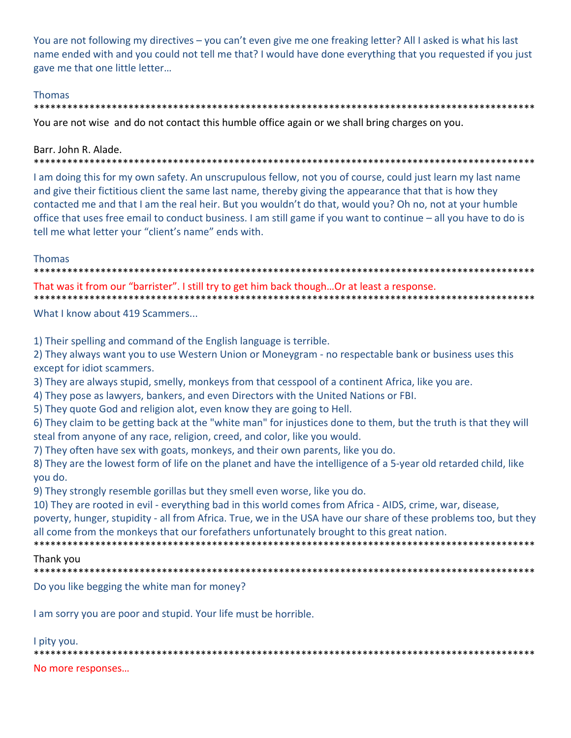You are not following my directives – you can't even give me one freaking letter? All I asked is what his last name ended with and you could not tell me that? I would have done everything that you requested if you just gave me that one little letter…

Thomas

*********************************************************************************************

You are not wise  and do not contact this humble office again or we shall bring charges on you.

Barr. John R. Alade.

*********************************************************************************************

I am doing this for my own safety. An unscrupulous fellow, not you of course, could just learn my last name and give their fictitious client the same last name, thereby giving the appearance that that is how they contacted me and that I am the real heir. But you wouldn't do that, would you? Oh no, not at your humble office that uses free email to conduct business. I am still game if you want to continue – all you have to do is tell me what letter your "client's name" ends with.

Thomas

*********************************************************************************************

That was it from our "barrister". I still try to get him back though…Or at least a response.

*********************************************************************************************

What I know about 419 Scammers...

1) Their spelling and command of the English language is terrible.
2) They always want you to use Western Union or Moneygram - no respectable bank or business uses this except for idiot scammers.
3) They are always stupid, smelly, monkeys from that cesspool of a continent Africa, like you are.
4) They pose as lawyers, bankers, and even Directors with the United Nations or FBI.
5) They quote God and religion alot, even know they are going to Hell.
6) They claim to be getting back at the "white man" for injustices done to them, but the truth is that they will steal from anyone of any race, religion, creed, and color, like you would.
7) They often have sex with goats, monkeys, and their own parents, like you do.
8) They are the lowest form of life on the planet and have the intelligence of a 5-year old retarded child, like you do.
9) They strongly resemble gorillas but they smell even worse, like you do.
10) They are rooted in evil - everything bad in this world comes from Africa - AIDS, crime, war, disease, poverty, hunger, stupidity - all from Africa. True, we in the USA have our share of these problems too, but they all come from the monkeys that our forefathers unfortunately brought to this great nation.

*********************************************************************************************

Thank you

*********************************************************************************************

Do you like begging the white man for money?

I am sorry you are poor and stupid. Your life must be horrible.

I pity you.

*********************************************************************************************

No more responses…